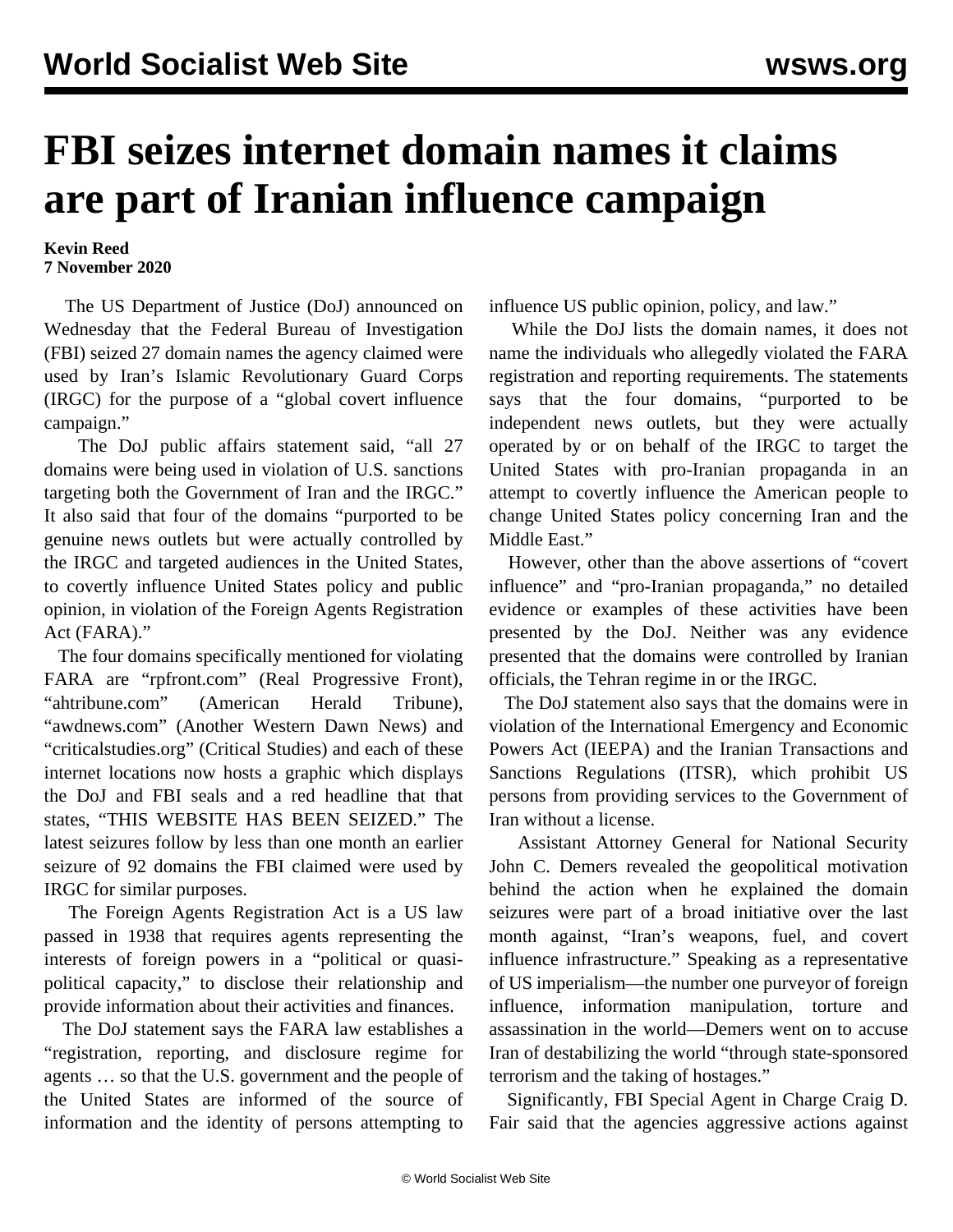# FBI seizes internet domain names it claims are part of Iranian influence campaign

**Kevin Reed**
**7 November 2020**

The US Department of Justice (DoJ) announced on Wednesday that the Federal Bureau of Investigation (FBI) seized 27 domain names the agency claimed were used by Iran's Islamic Revolutionary Guard Corps (IRGC) for the purpose of a "global covert influence campaign."

The DoJ public affairs statement said, "all 27 domains were being used in violation of U.S. sanctions targeting both the Government of Iran and the IRGC." It also said that four of the domains "purported to be genuine news outlets but were actually controlled by the IRGC and targeted audiences in the United States, to covertly influence United States policy and public opinion, in violation of the Foreign Agents Registration Act (FARA)."

The four domains specifically mentioned for violating FARA are "rpfront.com" (Real Progressive Front), "ahtribune.com" (American Herald Tribune), "awdnews.com" (Another Western Dawn News) and "criticalstudies.org" (Critical Studies) and each of these internet locations now hosts a graphic which displays the DoJ and FBI seals and a red headline that that states, "THIS WEBSITE HAS BEEN SEIZED." The latest seizures follow by less than one month an earlier seizure of 92 domains the FBI claimed were used by IRGC for similar purposes.

The Foreign Agents Registration Act is a US law passed in 1938 that requires agents representing the interests of foreign powers in a "political or quasi-political capacity," to disclose their relationship and provide information about their activities and finances.

The DoJ statement says the FARA law establishes a "registration, reporting, and disclosure regime for agents … so that the U.S. government and the people of the United States are informed of the source of information and the identity of persons attempting to influence US public opinion, policy, and law."

While the DoJ lists the domain names, it does not name the individuals who allegedly violated the FARA registration and reporting requirements. The statements says that the four domains, "purported to be independent news outlets, but they were actually operated by or on behalf of the IRGC to target the United States with pro-Iranian propaganda in an attempt to covertly influence the American people to change United States policy concerning Iran and the Middle East."

However, other than the above assertions of "covert influence" and "pro-Iranian propaganda," no detailed evidence or examples of these activities have been presented by the DoJ. Neither was any evidence presented that the domains were controlled by Iranian officials, the Tehran regime in or the IRGC.

The DoJ statement also says that the domains were in violation of the International Emergency and Economic Powers Act (IEEPA) and the Iranian Transactions and Sanctions Regulations (ITSR), which prohibit US persons from providing services to the Government of Iran without a license.

Assistant Attorney General for National Security John C. Demers revealed the geopolitical motivation behind the action when he explained the domain seizures were part of a broad initiative over the last month against, "Iran's weapons, fuel, and covert influence infrastructure." Speaking as a representative of US imperialism—the number one purveyor of foreign influence, information manipulation, torture and assassination in the world—Demers went on to accuse Iran of destabilizing the world "through state-sponsored terrorism and the taking of hostages."

Significantly, FBI Special Agent in Charge Craig D. Fair said that the agencies aggressive actions against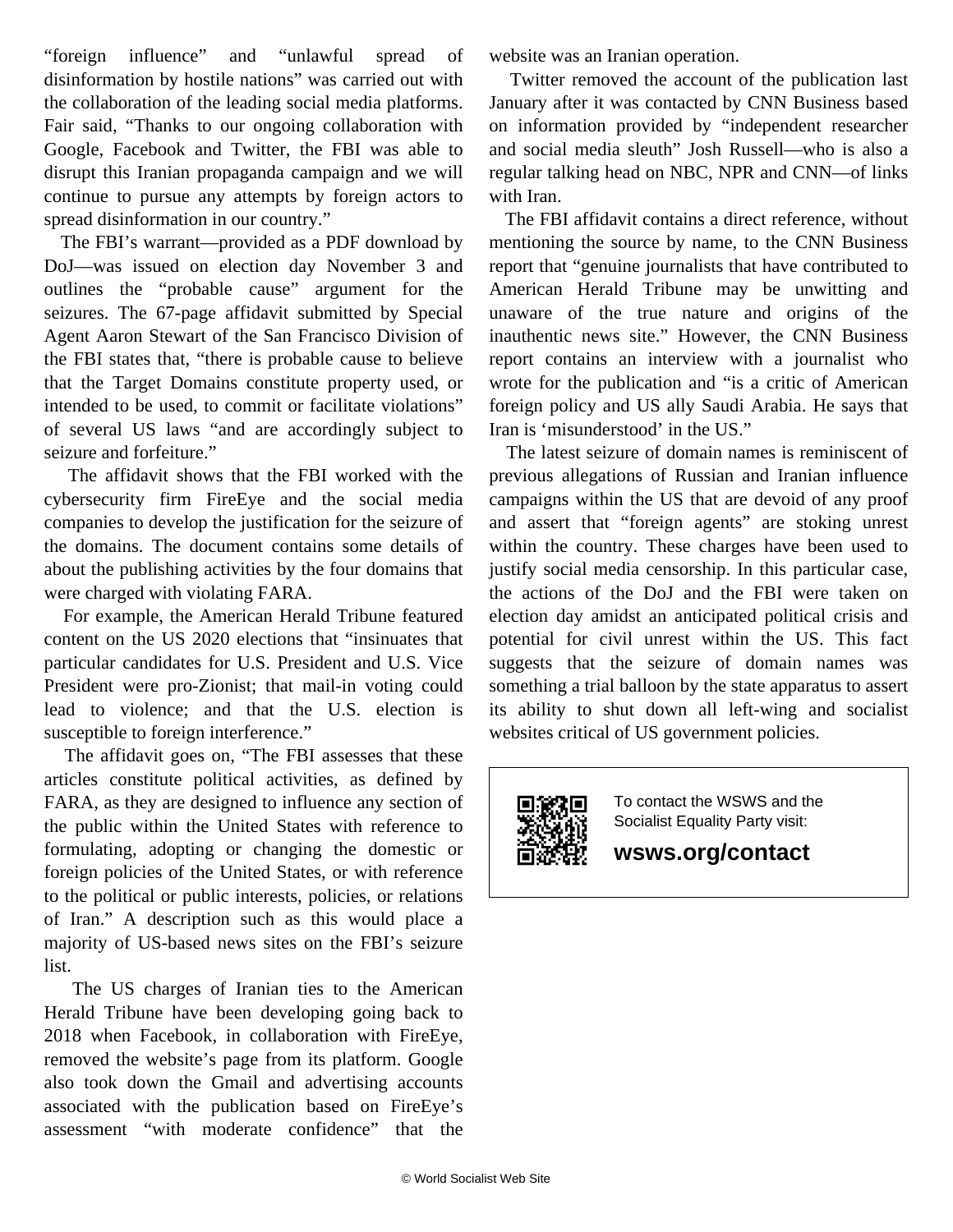"foreign influence" and "unlawful spread of disinformation by hostile nations" was carried out with the collaboration of the leading social media platforms. Fair said, "Thanks to our ongoing collaboration with Google, Facebook and Twitter, the FBI was able to disrupt this Iranian propaganda campaign and we will continue to pursue any attempts by foreign actors to spread disinformation in our country."

The FBI's warrant—provided as a PDF download by DoJ—was issued on election day November 3 and outlines the "probable cause" argument for the seizures. The 67-page affidavit submitted by Special Agent Aaron Stewart of the San Francisco Division of the FBI states that, "there is probable cause to believe that the Target Domains constitute property used, or intended to be used, to commit or facilitate violations" of several US laws "and are accordingly subject to seizure and forfeiture."

The affidavit shows that the FBI worked with the cybersecurity firm FireEye and the social media companies to develop the justification for the seizure of the domains. The document contains some details of about the publishing activities by the four domains that were charged with violating FARA.

For example, the American Herald Tribune featured content on the US 2020 elections that "insinuates that particular candidates for U.S. President and U.S. Vice President were pro-Zionist; that mail-in voting could lead to violence; and that the U.S. election is susceptible to foreign interference."

The affidavit goes on, "The FBI assesses that these articles constitute political activities, as defined by FARA, as they are designed to influence any section of the public within the United States with reference to formulating, adopting or changing the domestic or foreign policies of the United States, or with reference to the political or public interests, policies, or relations of Iran." A description such as this would place a majority of US-based news sites on the FBI's seizure list.

The US charges of Iranian ties to the American Herald Tribune have been developing going back to 2018 when Facebook, in collaboration with FireEye, removed the website's page from its platform. Google also took down the Gmail and advertising accounts associated with the publication based on FireEye's assessment "with moderate confidence" that the website was an Iranian operation.

Twitter removed the account of the publication last January after it was contacted by CNN Business based on information provided by "independent researcher and social media sleuth" Josh Russell—who is also a regular talking head on NBC, NPR and CNN—of links with Iran.

The FBI affidavit contains a direct reference, without mentioning the source by name, to the CNN Business report that "genuine journalists that have contributed to American Herald Tribune may be unwitting and unaware of the true nature and origins of the inauthentic news site." However, the CNN Business report contains an interview with a journalist who wrote for the publication and "is a critic of American foreign policy and US ally Saudi Arabia. He says that Iran is 'misunderstood' in the US."

The latest seizure of domain names is reminiscent of previous allegations of Russian and Iranian influence campaigns within the US that are devoid of any proof and assert that "foreign agents" are stoking unrest within the country. These charges have been used to justify social media censorship. In this particular case, the actions of the DoJ and the FBI were taken on election day amidst an anticipated political crisis and potential for civil unrest within the US. This fact suggests that the seizure of domain names was something a trial balloon by the state apparatus to assert its ability to shut down all left-wing and socialist websites critical of US government policies.

To contact the WSWS and the Socialist Equality Party visit:

**wsws.org/contact**